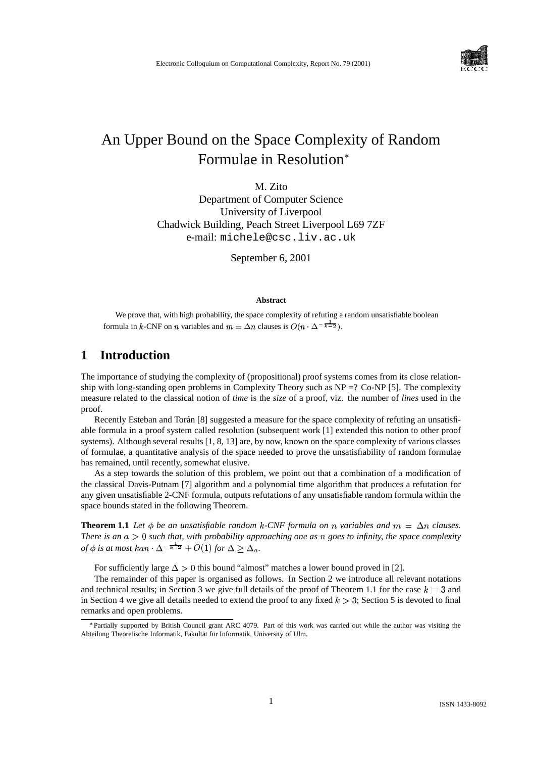# An Upper Bound on the Space Complexity of Random Formulae in Resolution*

M. Zito
Department of Computer Science
University of Liverpool
Chadwick Building, Peach Street Liverpool L69 7ZF
e-mail: michele@csc.liv.ac.uk

September 6, 2001

**Abstract**

We prove that, with high probability, the space complexity of refuting a random unsatisfiable boolean formula in $k$-CNF on $n$ variables and $m = \Delta n$ clauses is $O(n \cdot \Delta^{-\frac{1}{k-2}})$.

## 1 Introduction

The importance of studying the complexity of (propositional) proof systems comes from its close relationship with long-standing open problems in Complexity Theory such as NP =? Co-NP [5]. The complexity measure related to the classical notion of *time* is the *size* of a proof, viz. the number of *lines* used in the proof.

Recently Esteban and Torán [8] suggested a measure for the space complexity of refuting an unsatisfiable formula in a proof system called resolution (subsequent work [1] extended this notion to other proof systems). Although several results [1, 8, 13] are, by now, known on the space complexity of various classes of formulae, a quantitative analysis of the space needed to prove the unsatisfiability of random formulae has remained, until recently, somewhat elusive.

As a step towards the solution of this problem, we point out that a combination of a modification of the classical Davis-Putnam [7] algorithm and a polynomial time algorithm that produces a refutation for any given unsatisfiable 2-CNF formula, outputs refutations of any unsatisfiable random formula within the space bounds stated in the following Theorem.

**Theorem 1.1** *Let $\phi$ be an unsatisfiable random $k$-CNF formula on $n$ variables and $m = \Delta n$ clauses. There is an $a > 0$ such that, with probability approaching one as $n$ goes to infinity, the space complexity of $\phi$ is at most $kan \cdot \Delta^{-\frac{1}{k-2}} + O(1)$ for $\Delta \geq \Delta_a$.*

For sufficiently large $\Delta > 0$ this bound "almost" matches a lower bound proved in [2].

The remainder of this paper is organised as follows. In Section 2 we introduce all relevant notations and technical results; in Section 3 we give full details of the proof of Theorem 1.1 for the case $k = 3$ and in Section 4 we give all details needed to extend the proof to any fixed $k > 3$; Section 5 is devoted to final remarks and open problems.

*Partially supported by British Council grant ARC 4079. Part of this work was carried out while the author was visiting the Abteilung Theoretische Informatik, Fakultät für Informatik, University of Ulm.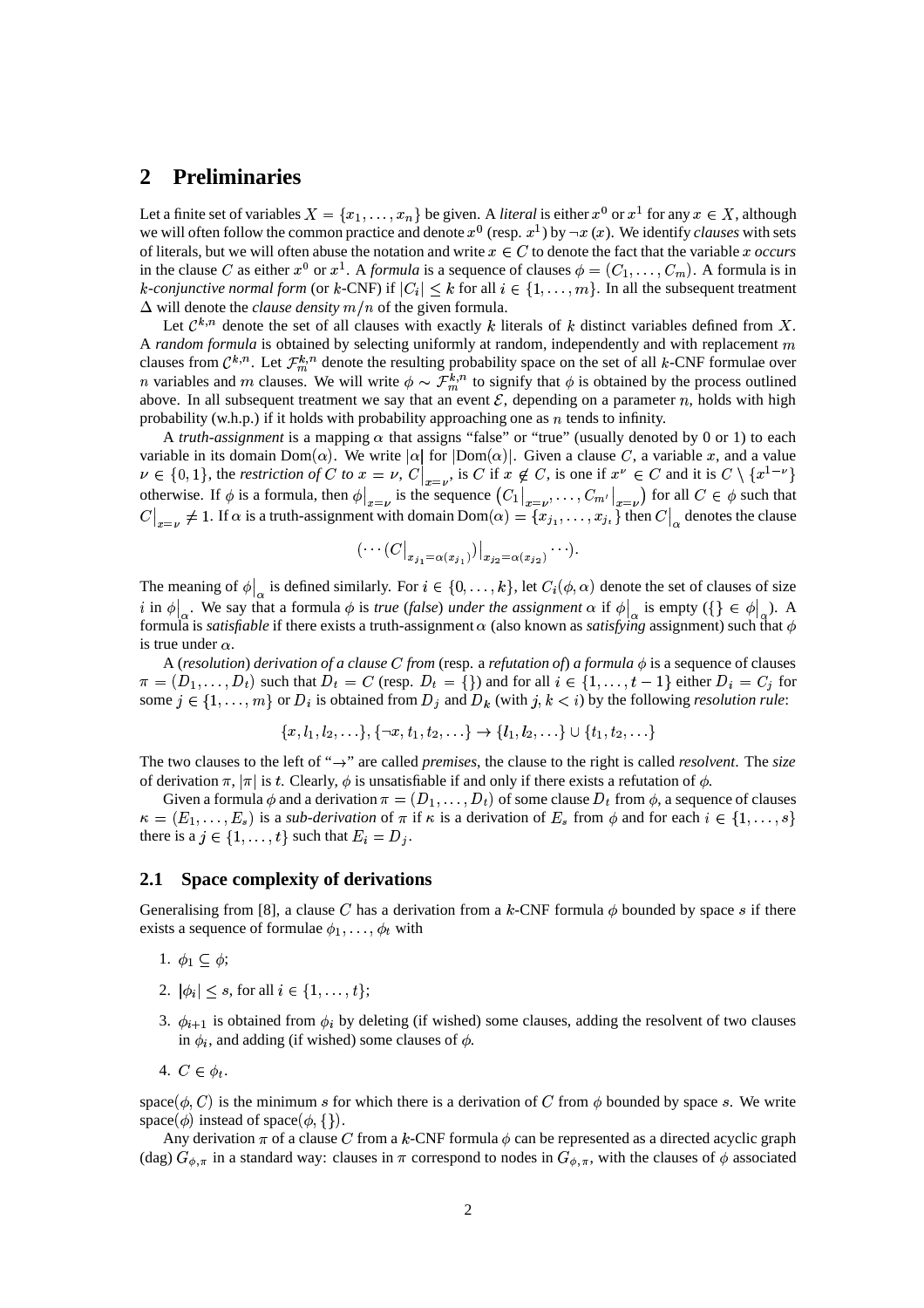# 2 Preliminaries

Let a finite set of variables $X = \{x_1, \ldots, x_n\}$ be given. A *literal* is either $x^0$ or $x^1$ for any $x \in X$, although we will often follow the common practice and denote $x^0$ (resp. $x^1$) by $\neg x$ ($x$). We identify *clauses* with sets of literals, but we will often abuse the notation and write $x \in C$ to denote the fact that the variable $x$ *occurs* in the clause $C$ as either $x^0$ or $x^1$. A *formula* is a sequence of clauses $\phi = (C_1, \ldots, C_m)$. A formula is in $k$-*conjunctive normal form* (or $k$-CNF) if $|C_i| \leq k$ for all $i \in \{1, \ldots, m\}$. In all the subsequent treatment $\Delta$ will denote the *clause density* $m/n$ of the given formula.

Let $\mathcal{C}^{k,n}$ denote the set of all clauses with exactly $k$ literals of $k$ distinct variables defined from $X$. A *random formula* is obtained by selecting uniformly at random, independently and with replacement $m$ clauses from $\mathcal{C}^{k,n}$. Let $\mathcal{F}^{k,n}_m$ denote the resulting probability space on the set of all $k$-CNF formulae over $n$ variables and $m$ clauses. We will write $\phi \sim \mathcal{F}^{k,n}_m$ to signify that $\phi$ is obtained by the process outlined above. In all subsequent treatment we say that an event $\mathcal{E}$, depending on a parameter $n$, holds with high probability (w.h.p.) if it holds with probability approaching one as $n$ tends to infinity.

A *truth-assignment* is a mapping $\alpha$ that assigns "false" or "true" (usually denoted by 0 or 1) to each variable in its domain $\mathrm{Dom}(\alpha)$. We write $|\alpha|$ for $|\mathrm{Dom}(\alpha)|$. Given a clause $C$, a variable $x$, and a value $\nu \in \{0, 1\}$, the *restriction of $C$ to $x = \nu$*, $C\big|_{x=\nu}$, is $C$ if $x \notin C$, is one if $x^\nu \in C$ and it is $C \setminus \{x^{1-\nu}\}$ otherwise. If $\phi$ is a formula, then $\phi\big|_{x=\nu}$ is the sequence $\left(C_1\big|_{x=\nu}, \ldots, C_{m'}\big|_{x=\nu}\right)$ for all $C \in \phi$ such that $C\big|_{x=\nu} \neq 1$. If $\alpha$ is a truth-assignment with domain $\mathrm{Dom}(\alpha) = \{x_{j_1}, \ldots, x_{j_t}\}$ then $C\big|_\alpha$ denotes the clause

$$(\cdots (C\big|_{x_{j_1}=\alpha(x_{j_1})})\big|_{x_{j_2}=\alpha(x_{j_2})} \cdots).$$

The meaning of $\phi\big|_\alpha$ is defined similarly. For $i \in \{0, \ldots, k\}$, let $C_i(\phi, \alpha)$ denote the set of clauses of size $i$ in $\phi\big|_\alpha$. We say that a formula $\phi$ is *true* (*false*) *under the assignment* $\alpha$ if $\phi\big|_\alpha$ is empty ($\{\} \in \phi\big|_\alpha$). A formula is *satisfiable* if there exists a truth-assignment $\alpha$ (also known as *satisfying* assignment) such that $\phi$ is true under $\alpha$.

A (*resolution*) *derivation of a clause $C$ from* (resp. a *refutation of*) *a formula* $\phi$ is a sequence of clauses $\pi = (D_1, \ldots, D_t)$ such that $D_t = C$ (resp. $D_t = \{\}$) and for all $i \in \{1, \ldots, t-1\}$ either $D_i = C_j$ for some $j \in \{1, \ldots, m\}$ or $D_i$ is obtained from $D_j$ and $D_k$ (with $j, k < i$) by the following *resolution rule*:

$$\{x, l_1, l_2, \ldots\}, \{\neg x, t_1, t_2, \ldots\} \rightarrow \{l_1, l_2, \ldots\} \cup \{t_1, t_2, \ldots\}$$

The two clauses to the left of "$\rightarrow$" are called *premises*, the clause to the right is called *resolvent*. The *size* of derivation $\pi$, $|\pi|$ is $t$. Clearly, $\phi$ is unsatisfiable if and only if there exists a refutation of $\phi$.

Given a formula $\phi$ and a derivation $\pi = (D_1, \ldots, D_t)$ of some clause $D_t$ from $\phi$, a sequence of clauses $\kappa = (E_1, \ldots, E_s)$ is a *sub-derivation* of $\pi$ if $\kappa$ is a derivation of $E_s$ from $\phi$ and for each $i \in \{1, \ldots, s\}$ there is a $j \in \{1, \ldots, t\}$ such that $E_i = D_j$.

## 2.1 Space complexity of derivations

Generalising from [8], a clause $C$ has a derivation from a $k$-CNF formula $\phi$ bounded by space $s$ if there exists a sequence of formulae $\phi_1, \ldots, \phi_t$ with

1. $\phi_1 \subseteq \phi$;
2. $|\phi_i| \leq s$, for all $i \in \{1, \ldots, t\}$;
3. $\phi_{i+1}$ is obtained from $\phi_i$ by deleting (if wished) some clauses, adding the resolvent of two clauses in $\phi_i$, and adding (if wished) some clauses of $\phi$.
4. $C \in \phi_t$.

$\mathrm{space}(\phi, C)$ is the minimum $s$ for which there is a derivation of $C$ from $\phi$ bounded by space $s$. We write $\mathrm{space}(\phi)$ instead of $\mathrm{space}(\phi, \{\})$.

Any derivation $\pi$ of a clause $C$ from a $k$-CNF formula $\phi$ can be represented as a directed acyclic graph (dag) $G_{\phi,\pi}$ in a standard way: clauses in $\pi$ correspond to nodes in $G_{\phi,\pi}$, with the clauses of $\phi$ associated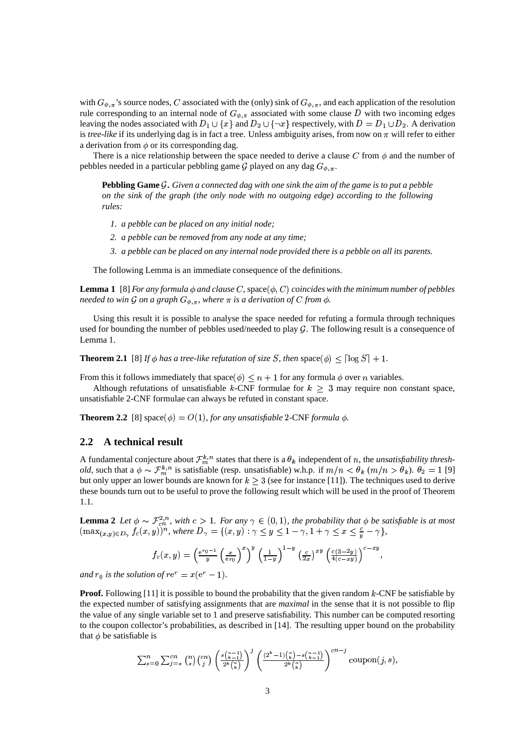with $G_{\phi,\pi}$'s source nodes, $C$ associated with the (only) sink of $G_{\phi,\pi}$, and each application of the resolution rule corresponding to an internal node of $G_{\phi,\pi}$ associated with some clause $D$ with two incoming edges leaving the nodes associated with $D_1 \cup \{x\}$ and $D_2 \cup \{\neg x\}$ respectively, with $D = D_1 \cup D_2$. A derivation is *tree-like* if its underlying dag is in fact a tree. Unless ambiguity arises, from now on $\pi$ will refer to either a derivation from $\phi$ or its corresponding dag.

There is a nice relationship between the space needed to derive a clause $C$ from $\phi$ and the number of pebbles needed in a particular pebbling game $\mathcal{G}$ played on any dag $G_{\phi,\pi}$.

> **Pebbling Game** $\mathcal{G}$. *Given a connected dag with one sink the aim of the game is to put a pebble on the sink of the graph (the only node with no outgoing edge) according to the following rules:*
>
> 1. *a pebble can be placed on any initial node;*
> 2. *a pebble can be removed from any node at any time;*
> 3. *a pebble can be placed on any internal node provided there is a pebble on all its parents.*

The following Lemma is an immediate consequence of the definitions.

**Lemma 1** [8] *For any formula $\phi$ and clause $C$,* $\text{space}(\phi, C)$ *coincides with the minimum number of pebbles needed to win $\mathcal{G}$ on a graph $G_{\phi,\pi}$, where $\pi$ is a derivation of $C$ from $\phi$.*

Using this result it is possible to analyse the space needed for refuting a formula through techniques used for bounding the number of pebbles used/needed to play $\mathcal{G}$. The following result is a consequence of Lemma 1.

**Theorem 2.1** [8] *If $\phi$ has a tree-like refutation of size $S$, then* $\text{space}(\phi) \leq \lceil \log S \rceil + 1$.

From this it follows immediately that $\text{space}(\phi) \leq n + 1$ for any formula $\phi$ over $n$ variables.

Although refutations of unsatisfiable $k$-CNF formulae for $k \geq 3$ may require non constant space, unsatisfiable 2-CNF formulae can always be refuted in constant space.

**Theorem 2.2** [8] $\text{space}(\phi) = O(1)$*, for any unsatisfiable* 2-CNF *formula $\phi$.*

## 2.2 A technical result

A fundamental conjecture about $\mathcal{F}_m^{k,n}$ states that there is a $\theta_k$ independent of $n$, the *unsatisfiability threshold*, such that a $\phi \sim \mathcal{F}_m^{k,n}$ is satisfiable (resp. unsatisfiable) w.h.p. if $m/n < \theta_k$ ($m/n > \theta_k$). $\theta_2 = 1$ [9] but only upper an lower bounds are known for $k \geq 3$ (see for instance [11]). The techniques used to derive these bounds turn out to be useful to prove the following result which will be used in the proof of Theorem 1.1.

**Lemma 2** *Let $\phi \sim \mathcal{F}_{cn}^{2,n}$, with $c > 1$. For any $\gamma \in (0,1)$, the probability that $\phi$ be satisfiable is at most $(\max_{(x,y)\in D_\gamma} f_c(x,y))^n$, where $D_\gamma = \{(x,y) : \gamma \leq y \leq 1-\gamma, 1+\gamma \leq x \leq \frac{c}{y} - \gamma\}$,*

$$f_c(x,y) = \left(\frac{e^{r_0}-1}{y}\left(\frac{x}{e r_0}\right)^x\right)^y \left(\frac{1}{1-y}\right)^{1-y} \left(\frac{c}{2x}\right)^{xy} \left(\frac{c(3-2y)}{4(c-xy)}\right)^{c-xy},$$

*and $r_0$ is the solution of $re^r = x(e^r - 1)$.*

**Proof.** Following [11] it is possible to bound the probability that the given random $k$-CNF be satisfiable by the expected number of satisfying assignments that are *maximal* in the sense that it is not possible to flip the value of any single variable set to 1 and preserve satisfiability. This number can be computed resorting to the coupon collector's probabilities, as described in [14]. The resulting upper bound on the probability that $\phi$ be satisfiable is

$$\sum_{s=0}^{n} \sum_{j=s}^{cn} \binom{n}{s}\binom{cn}{j} \left(\frac{s\binom{n-1}{k-1}}{2^k\binom{n}{k}}\right)^j \left(\frac{(2^k-1)\binom{n}{k} - s\binom{n-1}{k-1}}{2^k\binom{n}{k}}\right)^{cn-j} \text{coupon}(j,s),$$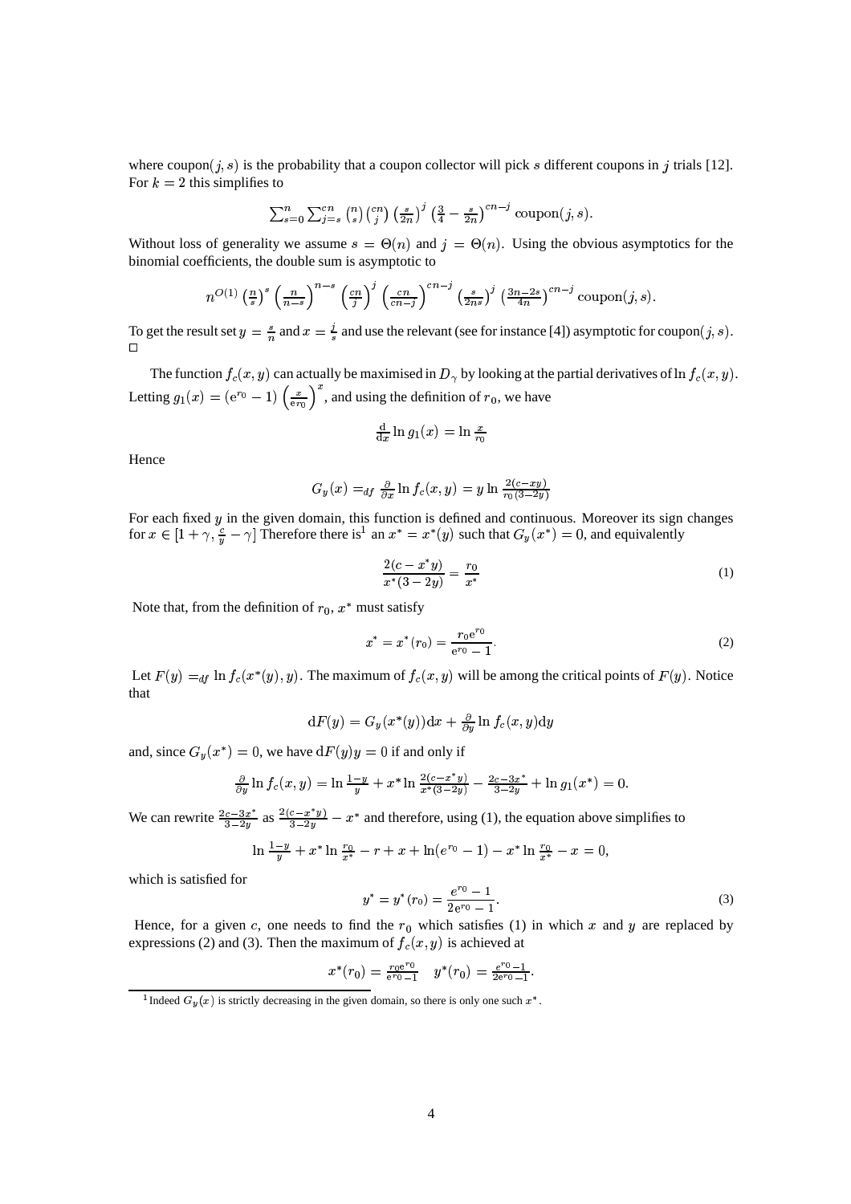where $\text{coupon}(j, s)$ is the probability that a coupon collector will pick $s$ different coupons in $j$ trials [12]. For $k = 2$ this simplifies to

$$\sum_{s=0}^{n} \sum_{j=s}^{cn} \binom{n}{s} \binom{cn}{j} \left(\frac{s}{2n}\right)^j \left(\frac{3}{4} - \frac{s}{2n}\right)^{cn-j} \text{coupon}(j, s).$$

Without loss of generality we assume $s = \Theta(n)$ and $j = \Theta(n)$. Using the obvious asymptotics for the binomial coefficients, the double sum is asymptotic to

$$n^{O(1)} \left(\frac{n}{s}\right)^s \left(\frac{n}{n-s}\right)^{n-s} \left(\frac{cn}{j}\right)^j \left(\frac{cn}{cn-j}\right)^{cn-j} \left(\frac{s}{2ns}\right)^j \left(\frac{3n-2s}{4n}\right)^{cn-j} \text{coupon}(j, s).$$

To get the result set $y = \frac{s}{n}$ and $x = \frac{j}{s}$ and use the relevant (see for instance [4]) asymptotic for $\text{coupon}(j, s)$. $\square$

The function $f_c(x, y)$ can actually be maximised in $D_\gamma$ by looking at the partial derivatives of $\ln f_c(x, y)$. Letting $g_1(x) = (e^{r_0} - 1) \left(\frac{x}{e r_0}\right)^x$, and using the definition of $r_0$, we have

$$\frac{d}{dx} \ln g_1(x) = \ln \frac{x}{r_0}$$

Hence

$$G_y(x) =_{df} \frac{\partial}{\partial x} \ln f_c(x, y) = y \ln \frac{2(c - xy)}{r_0(3 - 2y)}$$

For each fixed $y$ in the given domain, this function is defined and continuous. Moreover its sign changes for $x \in [1 + \gamma, \frac{c}{y} - \gamma]$ Therefore there is[1] an $x^* = x^*(y)$ such that $G_y(x^*) = 0$, and equivalently

$$\frac{2(c - x^* y)}{x^*(3 - 2y)} = \frac{r_0}{x^*} \tag{1}$$

Note that, from the definition of $r_0$, $x^*$ must satisfy

$$x^* = x^*(r_0) = \frac{r_0 e^{r_0}}{e^{r_0} - 1}. \tag{2}$$

Let $F(y) =_{df} \ln f_c(x^*(y), y)$. The maximum of $f_c(x, y)$ will be among the critical points of $F(y)$. Notice that

$$dF(y) = G_y(x^*(y))dx + \frac{\partial}{\partial y} \ln f_c(x, y) dy$$

and, since $G_y(x^*) = 0$, we have $dF(y)y = 0$ if and only if

$$\frac{\partial}{\partial y} \ln f_c(x, y) = \ln \frac{1-y}{y} + x^* \ln \frac{2(c - x^* y)}{x^*(3 - 2y)} - \frac{2c - 3x^*}{3 - 2y} + \ln g_1(x^*) = 0.$$

We can rewrite $\frac{2c - 3x^*}{3 - 2y}$ as $\frac{2(c - x^* y)}{3 - 2y} - x^*$ and therefore, using (1), the equation above simplifies to

$$\ln \frac{1-y}{y} + x^* \ln \frac{r_0}{x^*} - r + x + \ln(e^{r_0} - 1) - x^* \ln \frac{r_0}{x^*} - x = 0,$$

which is satisfied for

$$y^* = y^*(r_0) = \frac{e^{r_0} - 1}{2e^{r_0} - 1}. \tag{3}$$

Hence, for a given $c$, one needs to find the $r_0$ which satisfies (1) in which $x$ and $y$ are replaced by expressions (2) and (3). Then the maximum of $f_c(x, y)$ is achieved at

$$x^*(r_0) = \frac{r_0 e^{r_0}}{e^{r_0} - 1} \quad y^*(r_0) = \frac{e^{r_0} - 1}{2e^{r_0} - 1}.$$

[1] Indeed $G_y(x)$ is strictly decreasing in the given domain, so there is only one such $x^*$.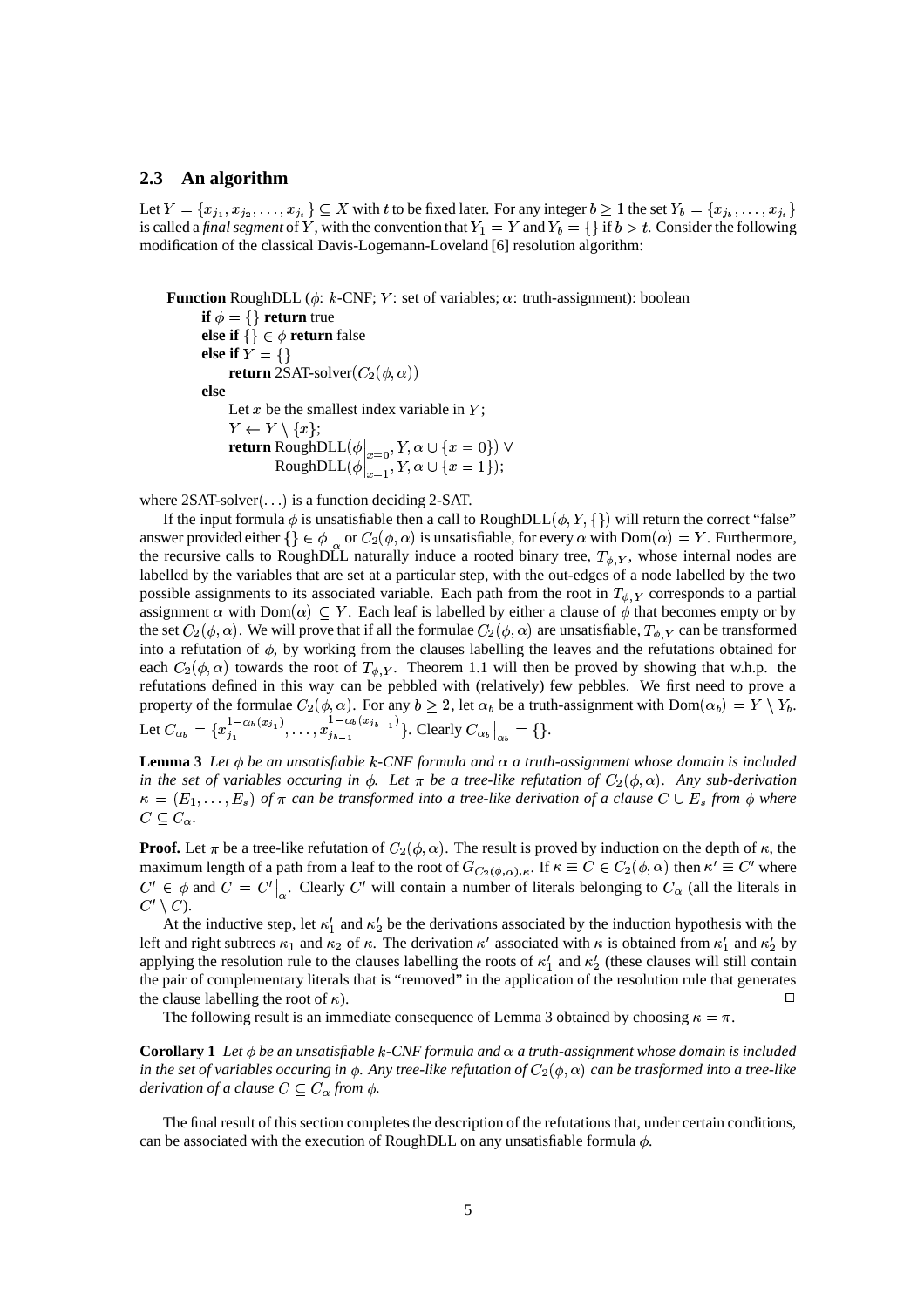### 2.3 An algorithm

Let $Y = \{x_{j_1}, x_{j_2}, \ldots, x_{j_t}\} \subseteq X$ with $t$ to be fixed later. For any integer $b \geq 1$ the set $Y_b = \{x_{j_b}, \ldots, x_{j_t}\}$ is called a *final segment* of $Y$, with the convention that $Y_1 = Y$ and $Y_b = \{\}$ if $b > t$. Consider the following modification of the classical Davis-Logemann-Loveland [6] resolution algorithm:

**Function** RoughDLL ($\phi$: $k$-CNF; $Y$: set of variables; $\alpha$: truth-assignment): boolean
  **if** $\phi = \{\}$ **return** true
  **else if** $\{\} \in \phi$ **return** false
  **else if** $Y = \{\}$
    **return** 2SAT-solver$(C_2(\phi, \alpha))$
  **else**
    Let $x$ be the smallest index variable in $Y$;
    $Y \leftarrow Y \setminus \{x\}$;
    **return** RoughDLL$(\phi\big|_{x=0}, Y, \alpha \cup \{x = 0\}) \vee$
      RoughDLL$(\phi\big|_{x=1}, Y, \alpha \cup \{x = 1\})$;

where 2SAT-solver$(\ldots)$ is a function deciding 2-SAT.

If the input formula $\phi$ is unsatisfiable then a call to RoughDLL$(\phi, Y, \{\})$ will return the correct "false" answer provided either $\{\} \in \phi\big|_\alpha$ or $C_2(\phi, \alpha)$ is unsatisfiable, for every $\alpha$ with $\mathrm{Dom}(\alpha) = Y$. Furthermore, the recursive calls to RoughDLL naturally induce a rooted binary tree, $T_{\phi,Y}$, whose internal nodes are labelled by the variables that are set at a particular step, with the out-edges of a node labelled by the two possible assignments to its associated variable. Each path from the root in $T_{\phi,Y}$ corresponds to a partial assignment $\alpha$ with $\mathrm{Dom}(\alpha) \subseteq Y$. Each leaf is labelled by either a clause of $\phi$ that becomes empty or by the set $C_2(\phi, \alpha)$. We will prove that if all the formulae $C_2(\phi, \alpha)$ are unsatisfiable, $T_{\phi,Y}$ can be transformed into a refutation of $\phi$, by working from the clauses labelling the leaves and the refutations obtained for each $C_2(\phi, \alpha)$ towards the root of $T_{\phi,Y}$. Theorem 1.1 will then be proved by showing that w.h.p. the refutations defined in this way can be pebbled with (relatively) few pebbles. We first need to prove a property of the formulae $C_2(\phi, \alpha)$. For any $b \geq 2$, let $\alpha_b$ be a truth-assignment with $\mathrm{Dom}(\alpha_b) = Y \setminus Y_b$. Let $C_{\alpha_b} = \{x_{j_1}^{1-\alpha_b(x_{j_1})}, \ldots, x_{j_{b-1}}^{1-\alpha_b(x_{j_{b-1}})}\}$. Clearly $C_{\alpha_b}\big|_{\alpha_b} = \{\}$.

**Lemma 3** *Let $\phi$ be an unsatisfiable $k$-CNF formula and $\alpha$ a truth-assignment whose domain is included in the set of variables occuring in $\phi$. Let $\pi$ be a tree-like refutation of $C_2(\phi, \alpha)$. Any sub-derivation $\kappa = (E_1, \ldots, E_s)$ of $\pi$ can be transformed into a tree-like derivation of a clause $C \cup E_s$ from $\phi$ where $C \subseteq C_\alpha$.*

**Proof.** Let $\pi$ be a tree-like refutation of $C_2(\phi, \alpha)$. The result is proved by induction on the depth of $\kappa$, the maximum length of a path from a leaf to the root of $G_{C_2(\phi,\alpha),\kappa}$. If $\kappa \equiv C \in C_2(\phi, \alpha)$ then $\kappa' \equiv C'$ where $C' \in \phi$ and $C = C'\big|_\alpha$. Clearly $C'$ will contain a number of literals belonging to $C_\alpha$ (all the literals in $C' \setminus C$).

At the inductive step, let $\kappa_1'$ and $\kappa_2'$ be the derivations associated by the induction hypothesis with the left and right subtrees $\kappa_1$ and $\kappa_2$ of $\kappa$. The derivation $\kappa'$ associated with $\kappa$ is obtained from $\kappa_1'$ and $\kappa_2'$ by applying the resolution rule to the clauses labelling the roots of $\kappa_1'$ and $\kappa_2'$ (these clauses will still contain the pair of complementary literals that is "removed" in the application of the resolution rule that generates the clause labelling the root of $\kappa$). □

The following result is an immediate consequence of Lemma 3 obtained by choosing $\kappa = \pi$.

**Corollary 1** *Let $\phi$ be an unsatisfiable $k$-CNF formula and $\alpha$ a truth-assignment whose domain is included in the set of variables occuring in $\phi$. Any tree-like refutation of $C_2(\phi, \alpha)$ can be trasformed into a tree-like derivation of a clause $C \subseteq C_\alpha$ from $\phi$.*

The final result of this section completes the description of the refutations that, under certain conditions, can be associated with the execution of RoughDLL on any unsatisfiable formula $\phi$.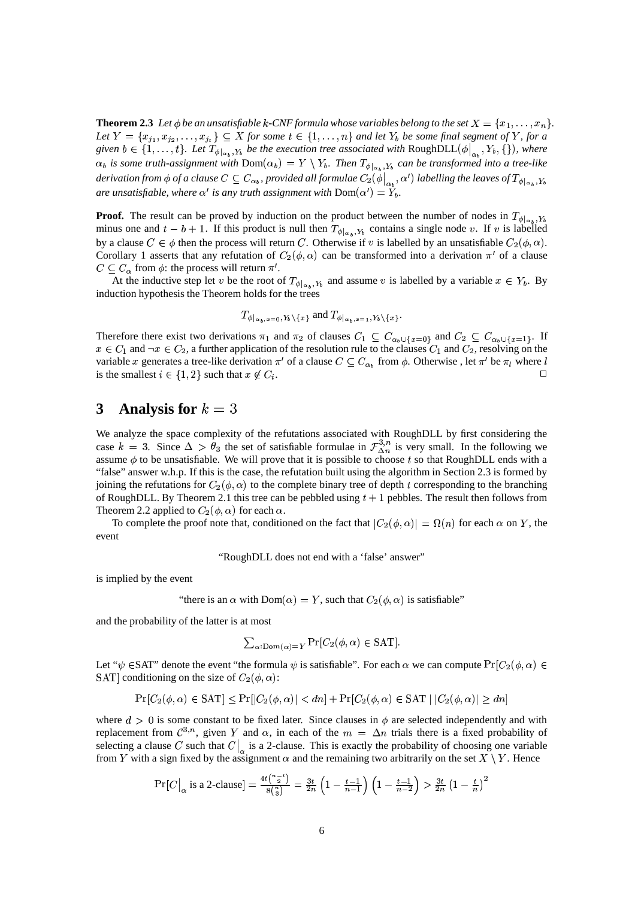**Theorem 2.3** *Let $\phi$ be an unsatisfiable $k$-CNF formula whose variables belong to the set $X = \{x_1, \ldots, x_n\}$. Let $Y = \{x_{j_1}, x_{j_2}, \ldots, x_{j_t}\} \subseteq X$ for some $t \in \{1, \ldots, n\}$ and let $Y_b$ be some final segment of $Y$, for a given $b \in \{1, \ldots, t\}$. Let $T_{\phi|_{\alpha_b}, Y_b}$ be the execution tree associated with* RoughDLL$(\phi|_{\alpha_b}, Y_b, \{\})$*, where $\alpha_b$ is some truth-assignment with $\mathrm{Dom}(\alpha_b) = Y \setminus Y_b$. Then $T_{\phi|_{\alpha_b}, Y_b}$ can be transformed into a tree-like derivation from $\phi$ of a clause $C \subseteq C_{\alpha_b}$, provided all formulae $C_2(\phi|_{\alpha_b}, \alpha')$ labelling the leaves of $T_{\phi|_{\alpha_b}, Y_b}$ are unsatisfiable, where $\alpha'$ is any truth assignment with $\mathrm{Dom}(\alpha') = Y_b$.*

**Proof.** The result can be proved by induction on the product between the number of nodes in $T_{\phi|_{\alpha_b}, Y_b}$ minus one and $t - b + 1$. If this product is null then $T_{\phi|_{\alpha_b}, Y_b}$ contains a single node $v$. If $v$ is labelled by a clause $C \in \phi$ then the process will return $C$. Otherwise if $v$ is labelled by an unsatisfiable $C_2(\phi, \alpha)$. Corollary 1 asserts that any refutation of $C_2(\phi, \alpha)$ can be transformed into a derivation $\pi'$ of a clause $C \subseteq C_\alpha$ from $\phi$: the process will return $\pi'$.

At the inductive step let $v$ be the root of $T_{\phi|_{\alpha_b}, Y_b}$ and assume $v$ is labelled by a variable $x \in Y_b$. By induction hypothesis the Theorem holds for the trees

$$T_{\phi|_{\alpha_b, x=0}, Y_b \setminus \{x\}} \text{ and } T_{\phi|_{\alpha_b, x=1}, Y_b \setminus \{x\}}.$$

Therefore there exist two derivations $\pi_1$ and $\pi_2$ of clauses $C_1 \subseteq C_{\alpha_b \cup \{x=0\}}$ and $C_2 \subseteq C_{\alpha_b \cup \{x=1\}}$. If $x \in C_1$ and $\neg x \in C_2$, a further application of the resolution rule to the clauses $C_1$ and $C_2$, resolving on the variable $x$ generates a tree-like derivation $\pi'$ of a clause $C \subseteq C_{\alpha_b}$ from $\phi$. Otherwise , let $\pi'$ be $\pi_l$ where $l$ is the smallest $i \in \{1, 2\}$ such that $x \notin C_i$. $\square$

## 3 Analysis for $k = 3$

We analyze the space complexity of the refutations associated with RoughDLL by first considering the case $k = 3$. Since $\Delta > \theta_3$ the set of satisfiable formulae in $\mathcal{F}^{3,n}_{\Delta n}$ is very small. In the following we assume $\phi$ to be unsatisfiable. We will prove that it is possible to choose $t$ so that RoughDLL ends with a "false" answer w.h.p. If this is the case, the refutation built using the algorithm in Section 2.3 is formed by joining the refutations for $C_2(\phi, \alpha)$ to the complete binary tree of depth $t$ corresponding to the branching of RoughDLL. By Theorem 2.1 this tree can be pebbled using $t + 1$ pebbles. The result then follows from Theorem 2.2 applied to $C_2(\phi, \alpha)$ for each $\alpha$.

To complete the proof note that, conditioned on the fact that $|C_2(\phi, \alpha)| = \Omega(n)$ for each $\alpha$ on $Y$, the event

"RoughDLL does not end with a 'false' answer"

is implied by the event

"there is an $\alpha$ with $\mathrm{Dom}(\alpha) = Y$, such that $C_2(\phi, \alpha)$ is satisfiable"

and the probability of the latter is at most

$$\sum_{\alpha:\mathrm{Dom}(\alpha)=Y} \Pr[C_2(\phi, \alpha) \in \mathrm{SAT}].$$

Let "$\psi \in$SAT" denote the event "the formula $\psi$ is satisfiable". For each $\alpha$ we can compute $\Pr[C_2(\phi, \alpha) \in \mathrm{SAT}]$ conditioning on the size of $C_2(\phi, \alpha)$:

$$\Pr[C_2(\phi, \alpha) \in \mathrm{SAT}] \leq \Pr[|C_2(\phi, \alpha)| < dn] + \Pr[C_2(\phi, \alpha) \in \mathrm{SAT} \mid |C_2(\phi, \alpha)| \geq dn]$$

where $d > 0$ is some constant to be fixed later. Since clauses in $\phi$ are selected independently and with replacement from $\mathcal{C}^{3,n}$, given $Y$ and $\alpha$, in each of the $m = \Delta n$ trials there is a fixed probability of selecting a clause $C$ such that $C|_\alpha$ is a 2-clause. This is exactly the probability of choosing one variable from $Y$ with a sign fixed by the assignment $\alpha$ and the remaining two arbitrarily on the set $X \setminus Y$. Hence

$$\Pr[C|_\alpha \text{ is a 2-clause}] = \frac{4t\binom{n-t}{2}}{8\binom{n}{3}} = \frac{3t}{2n}\left(1 - \frac{t-1}{n-1}\right)\left(1 - \frac{t-1}{n-2}\right) > \frac{3t}{2n}\left(1 - \frac{t}{n}\right)^2$$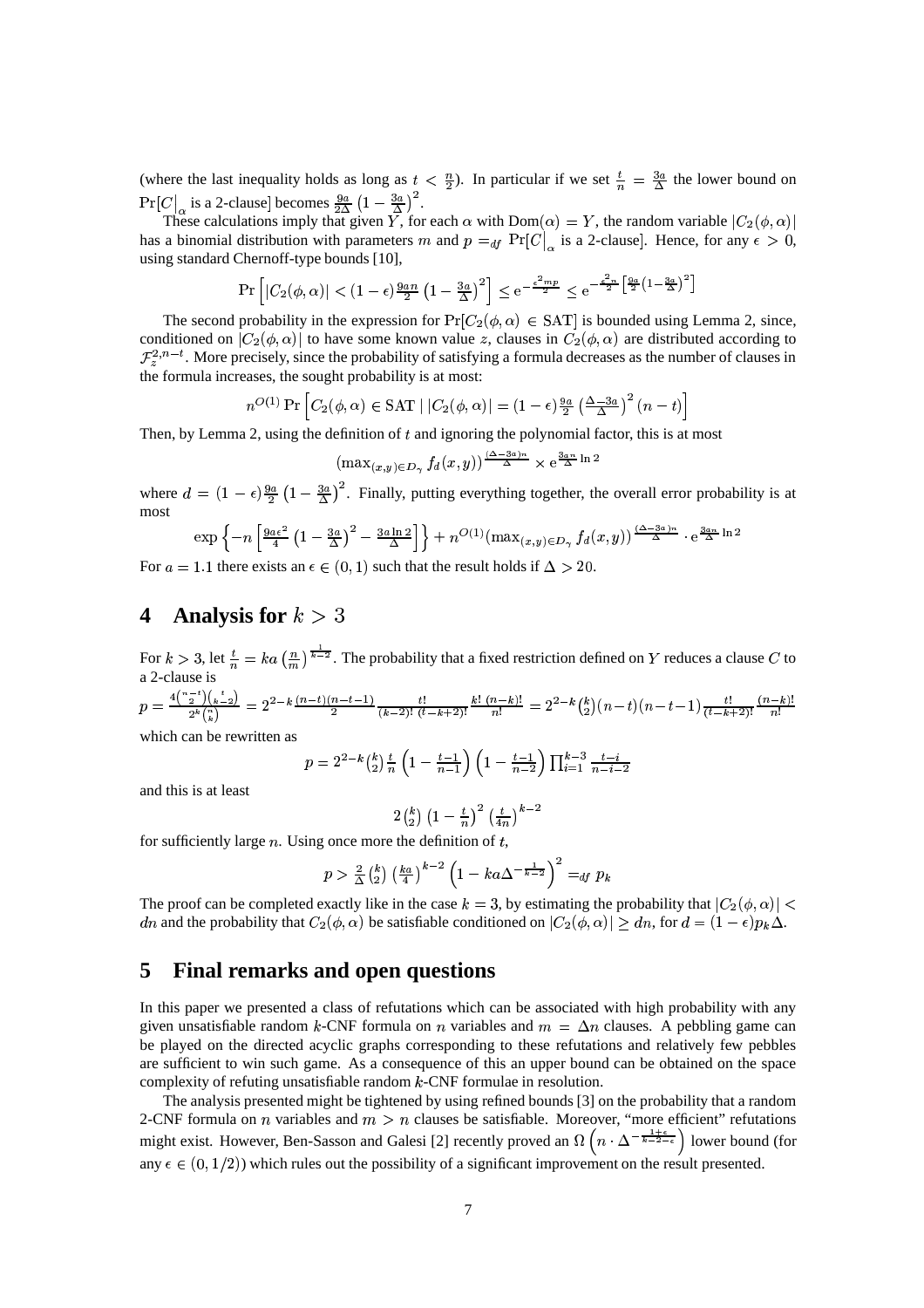(where the last inequality holds as long as $t < \frac{n}{2}$). In particular if we set $\frac{t}{n} = \frac{3a}{\Delta}$ the lower bound on $\Pr[C|_{\alpha}$ is a 2-clause] becomes $\frac{9a}{2\Delta}\left(1 - \frac{3a}{\Delta}\right)^2$.

These calculations imply that given $Y$, for each $\alpha$ with $\mathrm{Dom}(\alpha) = Y$, the random variable $|C_2(\phi, \alpha)|$ has a binomial distribution with parameters $m$ and $p =_{df} \Pr[C|_{\alpha}$ is a 2-clause]. Hence, for any $\epsilon > 0$, using standard Chernoff-type bounds [10],

$$\Pr\left[|C_2(\phi,\alpha)| < (1-\epsilon)\frac{9an}{2}\left(1-\frac{3a}{\Delta}\right)^2\right] \leq \mathrm{e}^{-\frac{\epsilon^2 mp}{2}} \leq \mathrm{e}^{-\frac{\epsilon^2 n}{2}\left[\frac{9a}{2}\left(1-\frac{3a}{\Delta}\right)^2\right]}$$

The second probability in the expression for $\Pr[C_2(\phi, \alpha) \in \mathrm{SAT}]$ is bounded using Lemma 2, since, conditioned on $|C_2(\phi, \alpha)|$ to have some known value $z$, clauses in $C_2(\phi, \alpha)$ are distributed according to $\mathcal{F}_z^{2,n-t}$. More precisely, since the probability of satisfying a formula decreases as the number of clauses in the formula increases, the sought probability is at most:

$$n^{O(1)} \Pr\left[C_2(\phi,\alpha) \in \mathrm{SAT} \mid |C_2(\phi,\alpha)| = (1-\epsilon)\frac{9a}{2}\left(\frac{\Delta-3a}{\Delta}\right)^2 (n-t)\right]$$

Then, by Lemma 2, using the definition of $t$ and ignoring the polynomial factor, this is at most

$$\left(\max_{(x,y)\in D_\gamma} f_d(x,y)\right)^{\frac{(\Delta-3a)n}{\Delta}} \times \mathrm{e}^{\frac{3an}{\Delta}\ln 2}$$

where $d = (1-\epsilon)\frac{9a}{2}\left(1 - \frac{3a}{\Delta}\right)^2$. Finally, putting everything together, the overall error probability is at most

$$\exp\left\{-n\left[\frac{9a\epsilon^2}{4}\left(1-\frac{3a}{\Delta}\right)^2 - \frac{3a\ln 2}{\Delta}\right]\right\} + n^{O(1)}\left(\max_{(x,y)\in D_\gamma} f_d(x,y)\right)^{\frac{(\Delta-3a)n}{\Delta}} \cdot \mathrm{e}^{\frac{3an}{\Delta}\ln 2}$$

For $a = 1.1$ there exists an $\epsilon \in (0,1)$ such that the result holds if $\Delta > 20$.

# 4 Analysis for $k > 3$

For $k > 3$, let $\frac{t}{n} = ka\left(\frac{n}{m}\right)^{\frac{1}{k-2}}$. The probability that a fixed restriction defined on $Y$ reduces a clause $C$ to a 2-clause is

$$p = \frac{4\binom{n-t}{2}\binom{t}{k-2}}{2^k\binom{n}{k}} = 2^{2-k}\frac{(n-t)(n-t-1)}{2}\frac{t!}{(k-2)!\,(t-k+2)!}\frac{k!\,(n-k)!}{n!} = 2^{2-k}\binom{k}{2}(n-t)(n-t-1)\frac{t!}{(t-k+2)!}\frac{(n-k)!}{n!}$$

which can be rewritten as

$$p = 2^{2-k}\binom{k}{2}\frac{t}{n}\left(1-\frac{t-1}{n-1}\right)\left(1-\frac{t-1}{n-2}\right)\prod_{i=1}^{k-3}\frac{t-i}{n-i-2}$$

and this is at least

$$2\binom{k}{2}\left(1-\frac{t}{n}\right)^2\left(\frac{t}{4n}\right)^{k-2}$$

for sufficiently large $n$. Using once more the definition of $t$,

$$p > \frac{2}{\Delta}\binom{k}{2}\left(\frac{ka}{4}\right)^{k-2}\left(1 - ka\Delta^{-\frac{1}{k-2}}\right)^2 =_{df} p_k$$

The proof can be completed exactly like in the case $k = 3$, by estimating the probability that $|C_2(\phi, \alpha)| < dn$ and the probability that $C_2(\phi, \alpha)$ be satisfiable conditioned on $|C_2(\phi, \alpha)| \geq dn$, for $d = (1-\epsilon)p_k\Delta$.

# 5 Final remarks and open questions

In this paper we presented a class of refutations which can be associated with high probability with any given unsatisfiable random $k$-CNF formula on $n$ variables and $m = \Delta n$ clauses. A pebbling game can be played on the directed acyclic graphs corresponding to these refutations and relatively few pebbles are sufficient to win such game. As a consequence of this an upper bound can be obtained on the space complexity of refuting unsatisfiable random $k$-CNF formulae in resolution.

The analysis presented might be tightened by using refined bounds [3] on the probability that a random 2-CNF formula on $n$ variables and $m > n$ clauses be satisfiable. Moreover, "more efficient" refutations might exist. However, Ben-Sasson and Galesi [2] recently proved an $\Omega\left(n \cdot \Delta^{-\frac{1+\epsilon}{k-2-\epsilon}}\right)$ lower bound (for any $\epsilon \in (0, 1/2)$) which rules out the possibility of a significant improvement on the result presented.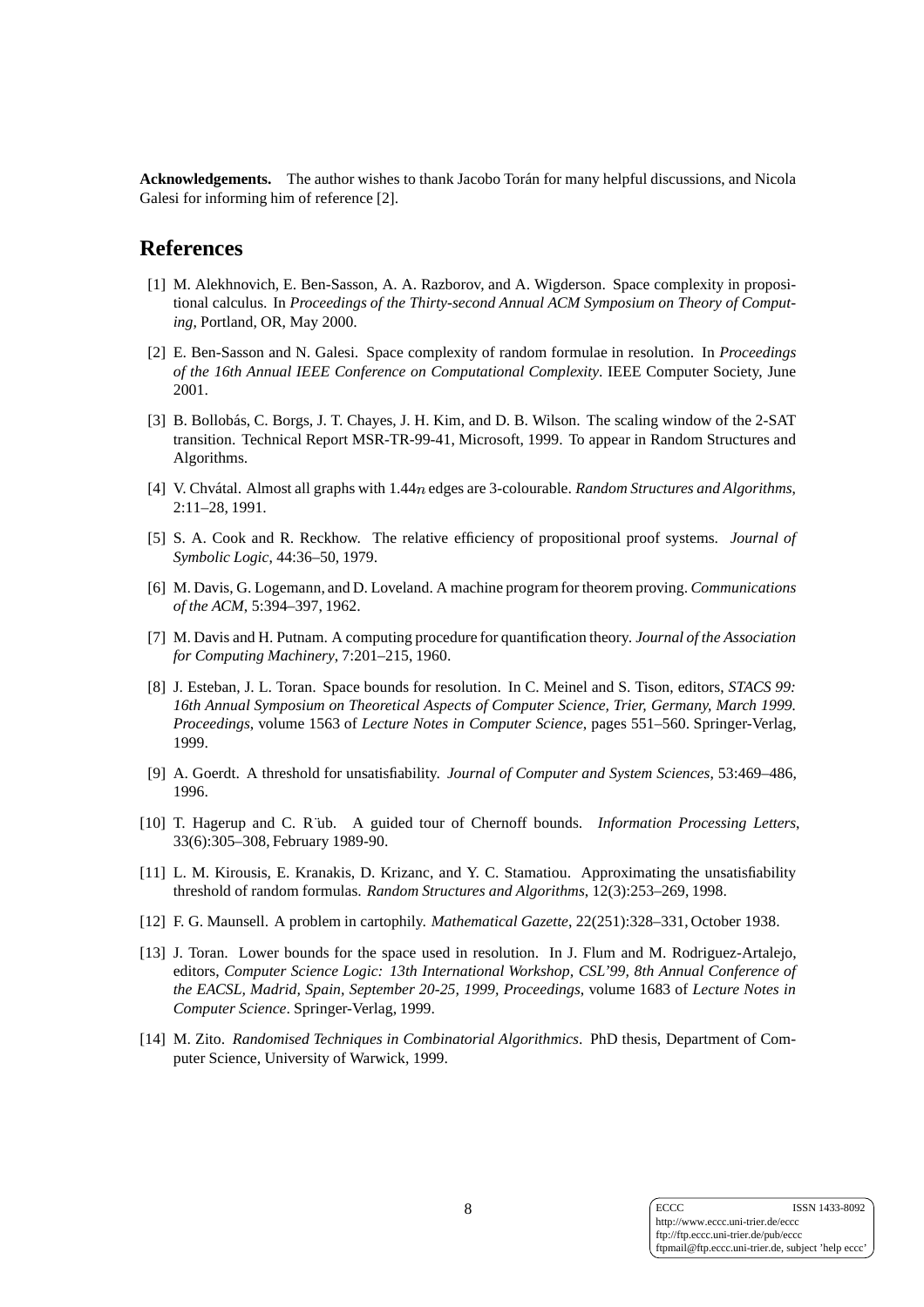**Acknowledgements.** The author wishes to thank Jacobo Torán for many helpful discussions, and Nicola Galesi for informing him of reference [2].

## References

[1] M. Alekhnovich, E. Ben-Sasson, A. A. Razborov, and A. Wigderson. Space complexity in propositional calculus. In *Proceedings of the Thirty-second Annual ACM Symposium on Theory of Computing*, Portland, OR, May 2000.

[2] E. Ben-Sasson and N. Galesi. Space complexity of random formulae in resolution. In *Proceedings of the 16th Annual IEEE Conference on Computational Complexity*. IEEE Computer Society, June 2001.

[3] B. Bollobás, C. Borgs, J. T. Chayes, J. H. Kim, and D. B. Wilson. The scaling window of the 2-SAT transition. Technical Report MSR-TR-99-41, Microsoft, 1999. To appear in Random Structures and Algorithms.

[4] V. Chvátal. Almost all graphs with $1.44n$ edges are 3-colourable. *Random Structures and Algorithms*, 2:11–28, 1991.

[5] S. A. Cook and R. Reckhow. The relative efficiency of propositional proof systems. *Journal of Symbolic Logic*, 44:36–50, 1979.

[6] M. Davis, G. Logemann, and D. Loveland. A machine program for theorem proving. *Communications of the ACM*, 5:394–397, 1962.

[7] M. Davis and H. Putnam. A computing procedure for quantification theory. *Journal of the Association for Computing Machinery*, 7:201–215, 1960.

[8] J. Esteban, J. L. Toran. Space bounds for resolution. In C. Meinel and S. Tison, editors, *STACS 99: 16th Annual Symposium on Theoretical Aspects of Computer Science, Trier, Germany, March 1999. Proceedings*, volume 1563 of *Lecture Notes in Computer Science*, pages 551–560. Springer-Verlag, 1999.

[9] A. Goerdt. A threshold for unsatisfiability. *Journal of Computer and System Sciences*, 53:469–486, 1996.

[10] T. Hagerup and C. R¨ub. A guided tour of Chernoff bounds. *Information Processing Letters*, 33(6):305–308, February 1989-90.

[11] L. M. Kirousis, E. Kranakis, D. Krizanc, and Y. C. Stamatiou. Approximating the unsatisfiability threshold of random formulas. *Random Structures and Algorithms*, 12(3):253–269, 1998.

[12] F. G. Maunsell. A problem in cartophily. *Mathematical Gazette*, 22(251):328–331, October 1938.

[13] J. Toran. Lower bounds for the space used in resolution. In J. Flum and M. Rodriguez-Artalejo, editors, *Computer Science Logic: 13th International Workshop, CSL'99, 8th Annual Conference of the EACSL, Madrid, Spain, September 20-25, 1999, Proceedings*, volume 1683 of *Lecture Notes in Computer Science*. Springer-Verlag, 1999.

[14] M. Zito. *Randomised Techniques in Combinatorial Algorithmics*. PhD thesis, Department of Computer Science, University of Warwick, 1999.

ECCC ISSN 1433-8092
http://www.eccc.uni-trier.de/eccc
ftp://ftp.eccc.uni-trier.de/pub/eccc
ftpmail@ftp.eccc.uni-trier.de, subject 'help eccc'